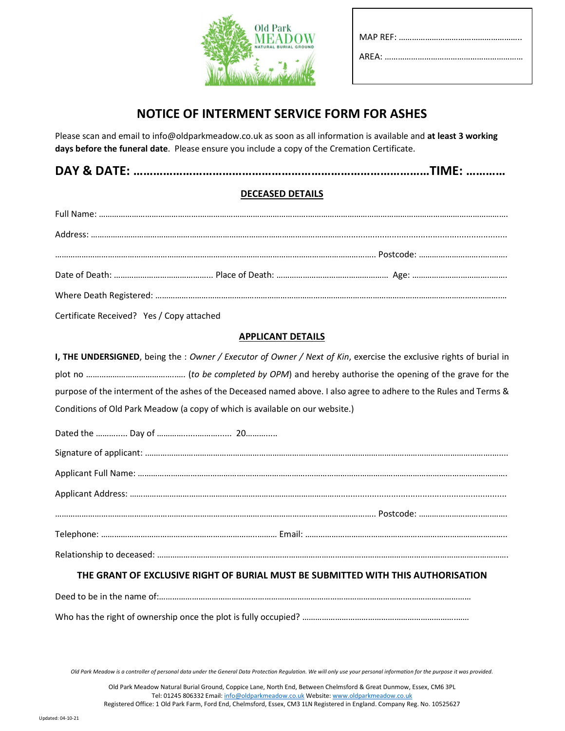Old Park MEADOW
NATURAL BURIAL GROUND

MAP REF: ……………………………………………….

AREA: ……………………………………………………

# NOTICE OF INTERMENT SERVICE FORM FOR ASHES

Please scan and email to info@oldparkmeadow.co.uk as soon as all information is available and **at least 3 working days before the funeral date**. Please ensure you include a copy of the Cremation Certificate.

## DAY & DATE: ……………………………………………………………………………TIME: …………

### DECEASED DETAILS

Full Name: ……………………………………………………………………………………………………………………………………………………

Address: ……………………………………………………………………………………………………………………………………………………

…………………………………………………………………………………………………………………… Postcode: ……………………………………

Date of Death: …………………………………….. Place of Death: …………………………………………… Age: ……………………………………

Where Death Registered: ……………………………………………………………………………………………………………………………………

Certificate Received? Yes / Copy attached

### APPLICANT DETAILS

**I, THE UNDERSIGNED**, being the : *Owner / Executor of Owner / Next of Kin*, exercise the exclusive rights of burial in plot no ……………………………………. (*to be completed by OPM*) and hereby authorise the opening of the grave for the purpose of the interment of the ashes of the Deceased named above. I also agree to adhere to the Rules and Terms & Conditions of Old Park Meadow (a copy of which is available on our website.)

Dated the ………….. Day of …………………………….. 20…………..

Signature of applicant: ……………………………………………………………………………………………………………………………………

Applicant Full Name: ……………………………………………………………………………………………………………………………………

Applicant Address: ………………………………………………………………………………………………………………………………………

…………………………………………………………………………………………………………………… Postcode: ……………………………………

Telephone: ………………………………………………………………… Email: ………………………………………………………………………………

Relationship to deceased: ………………………………………………………………………………………………………………………………

### THE GRANT OF EXCLUSIVE RIGHT OF BURIAL MUST BE SUBMITTED WITH THIS AUTHORISATION

Deed to be in the name of:…………………………………………………………………………………………………………………

Who has the right of ownership once the plot is fully occupied? ……………………………………………………………………

*Old Park Meadow is a controller of personal data under the General Data Protection Regulation. We will only use your personal information for the purpose it was provided.*

Old Park Meadow Natural Burial Ground, Coppice Lane, North End, Between Chelmsford & Great Dunmow, Essex, CM6 3PL
Tel: 01245 806332 Email: info@oldparkmeadow.co.uk Website: www.oldparkmeadow.co.uk
Registered Office: 1 Old Park Farm, Ford End, Chelmsford, Essex, CM3 1LN Registered in England. Company Reg. No. 10525627

Updated: 04-10-21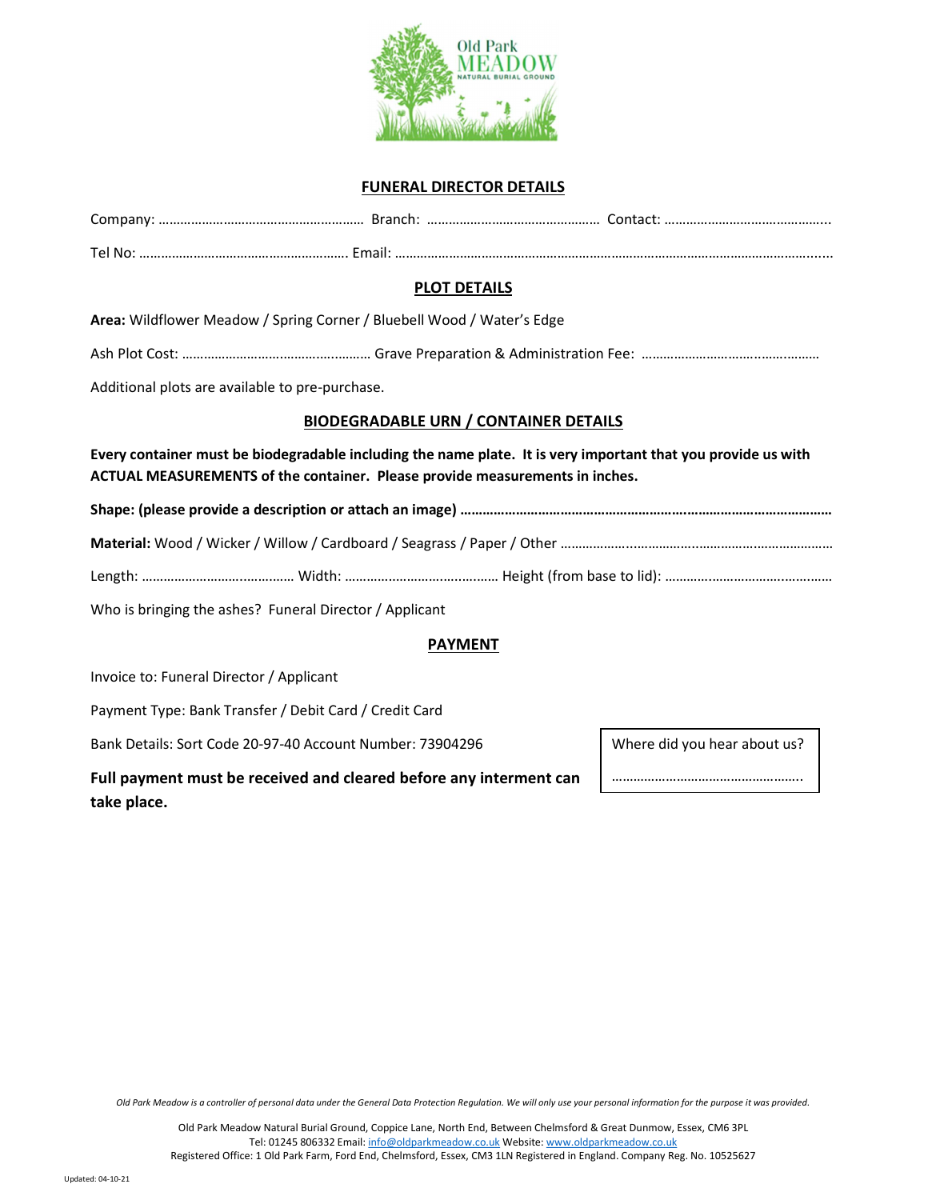Old Park MEADOW NATURAL BURIAL GROUND

## FUNERAL DIRECTOR DETAILS

Company: ………………………………………………… Branch: ……………………………………… Contact: ………………………………………...

Tel No: …………………………………………………. Email: ……………………………………………………………………………………………………......

## PLOT DETAILS

**Area:** Wildflower Meadow / Spring Corner / Bluebell Wood / Water's Edge

Ash Plot Cost: …………………………………..……… Grave Preparation & Administration Fee: ………………………….…….………

Additional plots are available to pre-purchase.

## BIODEGRADABLE URN / CONTAINER DETAILS

**Every container must be biodegradable including the name plate. It is very important that you provide us with ACTUAL MEASUREMENTS of the container. Please provide measurements in inches.**

**Shape: (please provide a description or attach an image) ……………………………………………………………………………………**

**Material:** Wood / Wicker / Willow / Cardboard / Seagrass / Paper / Other ………………..………………..……………………………

Length: …………………………….………… Width: ………………………….………… Height (from base to lid): ………….………………….…………

Who is bringing the ashes? Funeral Director / Applicant

## PAYMENT

Invoice to: Funeral Director / Applicant

Payment Type: Bank Transfer / Debit Card / Credit Card

Bank Details: Sort Code 20-97-40 Account Number: 73904296

**Full payment must be received and cleared before any interment can take place.**

Where did you hear about us?

……………………………………………..

*Old Park Meadow is a controller of personal data under the General Data Protection Regulation. We will only use your personal information for the purpose it was provided.*

Old Park Meadow Natural Burial Ground, Coppice Lane, North End, Between Chelmsford & Great Dunmow, Essex, CM6 3PL
Tel: 01245 806332 Email: info@oldparkmeadow.co.uk Website: www.oldparkmeadow.co.uk
Registered Office: 1 Old Park Farm, Ford End, Chelmsford, Essex, CM3 1LN Registered in England. Company Reg. No. 10525627

Updated: 04-10-21